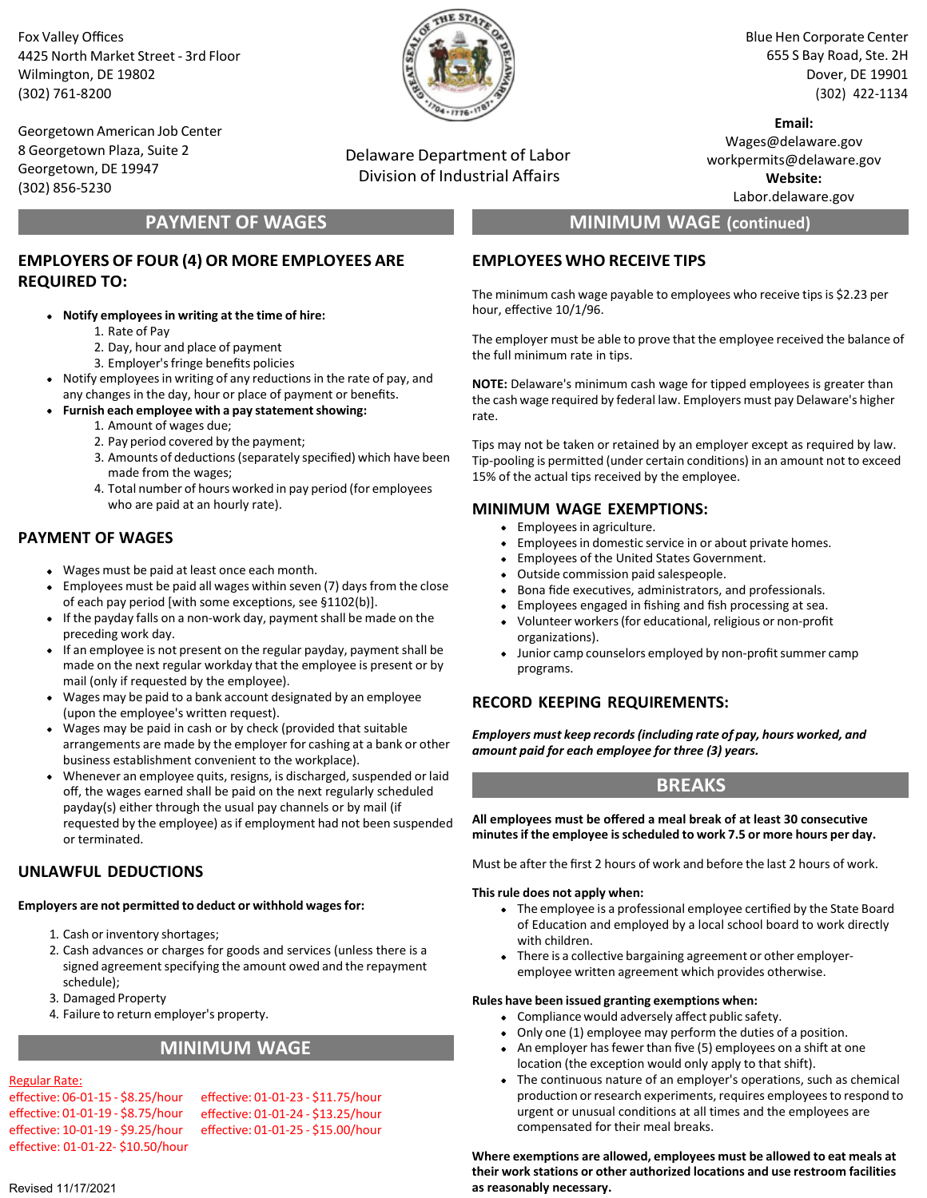Fox Valley Offices
4425 North Market Street - 3rd Floor
Wilmington, DE 19802
(302) 761-8200

Georgetown American Job Center
8 Georgetown Plaza, Suite 2
Georgetown, DE 19947
(302) 856-5230

Delaware Department of Labor
Division of Industrial Affairs

Blue Hen Corporate Center
655 S Bay Road, Ste. 2H
Dover, DE 19901
(302) 422-1134

**Email:**
Wages@delaware.gov
workpermits@delaware.gov
**Website:**
Labor.delaware.gov

## PAYMENT OF WAGES

### EMPLOYERS OF FOUR (4) OR MORE EMPLOYEES ARE REQUIRED TO:

- **Notify employees in writing at the time of hire:**
  1. Rate of Pay
  2. Day, hour and place of payment
  3. Employer's fringe benefits policies
- Notify employees in writing of any reductions in the rate of pay, and any changes in the day, hour or place of payment or benefits.
- **Furnish each employee with a pay statement showing:**
  1. Amount of wages due;
  2. Pay period covered by the payment;
  3. Amounts of deductions (separately specified) which have been made from the wages;
  4. Total number of hours worked in pay period (for employees who are paid at an hourly rate).

### PAYMENT OF WAGES

- Wages must be paid at least once each month.
- Employees must be paid all wages within seven (7) days from the close of each pay period [with some exceptions, see §1102(b)].
- If the payday falls on a non-work day, payment shall be made on the preceding work day.
- If an employee is not present on the regular payday, payment shall be made on the next regular workday that the employee is present or by mail (only if requested by the employee).
- Wages may be paid to a bank account designated by an employee (upon the employee's written request).
- Wages may be paid in cash or by check (provided that suitable arrangements are made by the employer for cashing at a bank or other business establishment convenient to the workplace).
- Whenever an employee quits, resigns, is discharged, suspended or laid off, the wages earned shall be paid on the next regularly scheduled payday(s) either through the usual pay channels or by mail (if requested by the employee) as if employment had not been suspended or terminated.

### UNLAWFUL DEDUCTIONS

**Employers are not permitted to deduct or withhold wages for:**

1. Cash or inventory shortages;
2. Cash advances or charges for goods and services (unless there is a signed agreement specifying the amount owed and the repayment schedule);
3. Damaged Property
4. Failure to return employer's property.

## MINIMUM WAGE

Regular Rate:
effective: 06-01-15 - $8.25/hour
effective: 01-01-19 - $8.75/hour
effective: 10-01-19 - $9.25/hour
effective: 01-01-22- $10.50/hour
effective: 01-01-23 - $11.75/hour
effective: 01-01-24 - $13.25/hour
effective: 01-01-25 - $15.00/hour

Revised 11/17/2021

## MINIMUM WAGE (continued)

### EMPLOYEES WHO RECEIVE TIPS

The minimum cash wage payable to employees who receive tips is $2.23 per hour, effective 10/1/96.

The employer must be able to prove that the employee received the balance of the full minimum rate in tips.

**NOTE:** Delaware's minimum cash wage for tipped employees is greater than the cash wage required by federal law. Employers must pay Delaware's higher rate.

Tips may not be taken or retained by an employer except as required by law. Tip-pooling is permitted (under certain conditions) in an amount not to exceed 15% of the actual tips received by the employee.

### MINIMUM WAGE EXEMPTIONS:

- Employees in agriculture.
- Employees in domestic service in or about private homes.
- Employees of the United States Government.
- Outside commission paid salespeople.
- Bona fide executives, administrators, and professionals.
- Employees engaged in fishing and fish processing at sea.
- Volunteer workers (for educational, religious or non-profit organizations).
- Junior camp counselors employed by non-profit summer camp programs.

### RECORD KEEPING REQUIREMENTS:

***Employers must keep records (including rate of pay, hours worked, and amount paid for each employee for three (3) years.***

## BREAKS

**All employees must be offered a meal break of at least 30 consecutive minutes if the employee is scheduled to work 7.5 or more hours per day.**

Must be after the first 2 hours of work and before the last 2 hours of work.

**This rule does not apply when:**

- The employee is a professional employee certified by the State Board of Education and employed by a local school board to work directly with children.
- There is a collective bargaining agreement or other employer-employee written agreement which provides otherwise.

**Rules have been issued granting exemptions when:**

- Compliance would adversely affect public safety.
- Only one (1) employee may perform the duties of a position.
- An employer has fewer than five (5) employees on a shift at one location (the exception would only apply to that shift).
- The continuous nature of an employer's operations, such as chemical production or research experiments, requires employees to respond to urgent or unusual conditions at all times and the employees are compensated for their meal breaks.

**Where exemptions are allowed, employees must be allowed to eat meals at their work stations or other authorized locations and use restroom facilities as reasonably necessary.**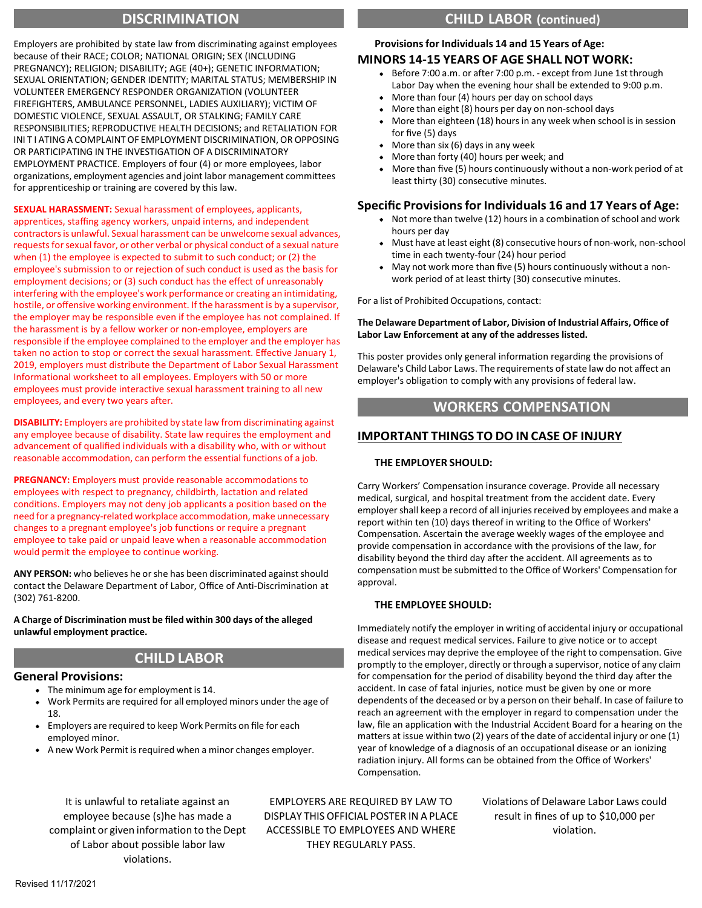## DISCRIMINATION

Employers are prohibited by state law from discriminating against employees because of their RACE; COLOR; NATIONAL ORIGIN; SEX (INCLUDING PREGNANCY); RELIGION; DISABILITY; AGE (40+); GENETIC INFORMATION; SEXUAL ORIENTATION; GENDER IDENTITY; MARITAL STATUS; MEMBERSHIP IN VOLUNTEER EMERGENCY RESPONDER ORGANIZATION (VOLUNTEER FIREFIGHTERS, AMBULANCE PERSONNEL, LADIES AUXILIARY); VICTIM OF DOMESTIC VIOLENCE, SEXUAL ASSAULT, OR STALKING; FAMILY CARE RESPONSIBILITIES; REPRODUCTIVE HEALTH DECISIONS; and RETALIATION FOR INI T I ATING A COMPLAINT OF EMPLOYMENT DISCRIMINATION, OR OPPOSING OR PARTICIPATING IN THE INVESTIGATION OF A DISCRIMINATORY EMPLOYMENT PRACTICE. Employers of four (4) or more employees, labor organizations, employment agencies and joint labor management committees for apprenticeship or training are covered by this law.

**SEXUAL HARASSMENT:** Sexual harassment of employees, applicants, apprentices, staffing agency workers, unpaid interns, and independent contractors is unlawful. Sexual harassment can be unwelcome sexual advances, requests for sexual favor, or other verbal or physical conduct of a sexual nature when (1) the employee is expected to submit to such conduct; or (2) the employee's submission to or rejection of such conduct is used as the basis for employment decisions; or (3) such conduct has the effect of unreasonably interfering with the employee's work performance or creating an intimidating, hostile, or offensive working environment. If the harassment is by a supervisor, the employer may be responsible even if the employee has not complained. If the harassment is by a fellow worker or non-employee, employers are responsible if the employee complained to the employer and the employer has taken no action to stop or correct the sexual harassment. Effective January 1, 2019, employers must distribute the Department of Labor Sexual Harassment Informational worksheet to all employees. Employers with 50 or more employees must provide interactive sexual harassment training to all new employees, and every two years after.

**DISABILITY:** Employers are prohibited by state law from discriminating against any employee because of disability. State law requires the employment and advancement of qualified individuals with a disability who, with or without reasonable accommodation, can perform the essential functions of a job.

**PREGNANCY:** Employers must provide reasonable accommodations to employees with respect to pregnancy, childbirth, lactation and related conditions. Employers may not deny job applicants a position based on the need for a pregnancy-related workplace accommodation, make unnecessary changes to a pregnant employee's job functions or require a pregnant employee to take paid or unpaid leave when a reasonable accommodation would permit the employee to continue working.

**ANY PERSON:** who believes he or she has been discriminated against should contact the Delaware Department of Labor, Office of Anti-Discrimination at (302) 761-8200.

**A Charge of Discrimination must be filed within 300 days of the alleged unlawful employment practice.**

## CHILD LABOR

### General Provisions:

- The minimum age for employment is 14.
- Work Permits are required for all employed minors under the age of 18.
- Employers are required to keep Work Permits on file for each employed minor.
- A new Work Permit is required when a minor changes employer.

## CHILD LABOR (continued)

**Provisions for Individuals 14 and 15 Years of Age:**

### MINORS 14-15 YEARS OF AGE SHALL NOT WORK:

- Before 7:00 a.m. or after 7:00 p.m. - except from June 1st through Labor Day when the evening hour shall be extended to 9:00 p.m.
- More than four (4) hours per day on school days
- More than eight (8) hours per day on non-school days
- More than eighteen (18) hours in any week when school is in session for five (5) days
- More than six (6) days in any week
- More than forty (40) hours per week; and
- More than five (5) hours continuously without a non-work period of at least thirty (30) consecutive minutes.

### Specific Provisions for Individuals 16 and 17 Years of Age:

- Not more than twelve (12) hours in a combination of school and work hours per day
- Must have at least eight (8) consecutive hours of non-work, non-school time in each twenty-four (24) hour period
- May not work more than five (5) hours continuously without a non-work period of at least thirty (30) consecutive minutes.

For a list of Prohibited Occupations, contact:

**The Delaware Department of Labor, Division of Industrial Affairs, Office of Labor Law Enforcement at any of the addresses listed.**

This poster provides only general information regarding the provisions of Delaware's Child Labor Laws. The requirements of state law do not affect an employer's obligation to comply with any provisions of federal law.

## WORKERS COMPENSATION

### IMPORTANT THINGS TO DO IN CASE OF INJURY

**THE EMPLOYER SHOULD:**

Carry Workers' Compensation insurance coverage. Provide all necessary medical, surgical, and hospital treatment from the accident date. Every employer shall keep a record of all injuries received by employees and make a report within ten (10) days thereof in writing to the Office of Workers' Compensation. Ascertain the average weekly wages of the employee and provide compensation in accordance with the provisions of the law, for disability beyond the third day after the accident. All agreements as to compensation must be submitted to the Office of Workers' Compensation for approval.

**THE EMPLOYEE SHOULD:**

Immediately notify the employer in writing of accidental injury or occupational disease and request medical services. Failure to give notice or to accept medical services may deprive the employee of the right to compensation. Give promptly to the employer, directly or through a supervisor, notice of any claim for compensation for the period of disability beyond the third day after the accident. In case of fatal injuries, notice must be given by one or more dependents of the deceased or by a person on their behalf. In case of failure to reach an agreement with the employer in regard to compensation under the law, file an application with the Industrial Accident Board for a hearing on the matters at issue within two (2) years of the date of accidental injury or one (1) year of knowledge of a diagnosis of an occupational disease or an ionizing radiation injury. All forms can be obtained from the Office of Workers' Compensation.

It is unlawful to retaliate against an employee because (s)he has made a complaint or given information to the Dept of Labor about possible labor law violations.

EMPLOYERS ARE REQUIRED BY LAW TO DISPLAY THIS OFFICIAL POSTER IN A PLACE ACCESSIBLE TO EMPLOYEES AND WHERE THEY REGULARLY PASS.

Violations of Delaware Labor Laws could result in fines of up to $10,000 per violation.

Revised 11/17/2021